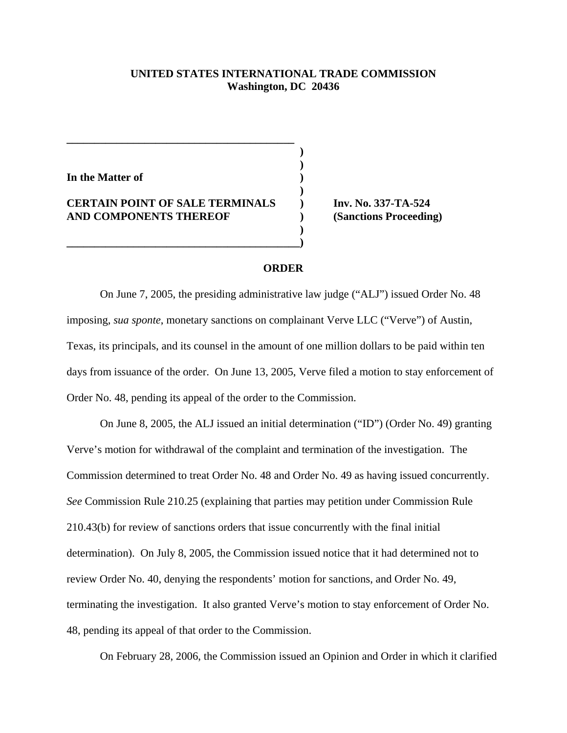**UNITED STATES INTERNATIONAL TRADE COMMISSION**
**Washington, DC 20436**

**In the Matter of**

**CERTAIN POINT OF SALE TERMINALS AND COMPONENTS THEREOF**

**Inv. No. 337-TA-524**
**(Sanctions Proceeding)**

**ORDER**

On June 7, 2005, the presiding administrative law judge ("ALJ") issued Order No. 48 imposing, *sua sponte*, monetary sanctions on complainant Verve LLC ("Verve") of Austin, Texas, its principals, and its counsel in the amount of one million dollars to be paid within ten days from issuance of the order. On June 13, 2005, Verve filed a motion to stay enforcement of Order No. 48, pending its appeal of the order to the Commission.

On June 8, 2005, the ALJ issued an initial determination ("ID") (Order No. 49) granting Verve's motion for withdrawal of the complaint and termination of the investigation. The Commission determined to treat Order No. 48 and Order No. 49 as having issued concurrently. *See* Commission Rule 210.25 (explaining that parties may petition under Commission Rule 210.43(b) for review of sanctions orders that issue concurrently with the final initial determination). On July 8, 2005, the Commission issued notice that it had determined not to review Order No. 40, denying the respondents' motion for sanctions, and Order No. 49, terminating the investigation. It also granted Verve's motion to stay enforcement of Order No. 48, pending its appeal of that order to the Commission.

On February 28, 2006, the Commission issued an Opinion and Order in which it clarified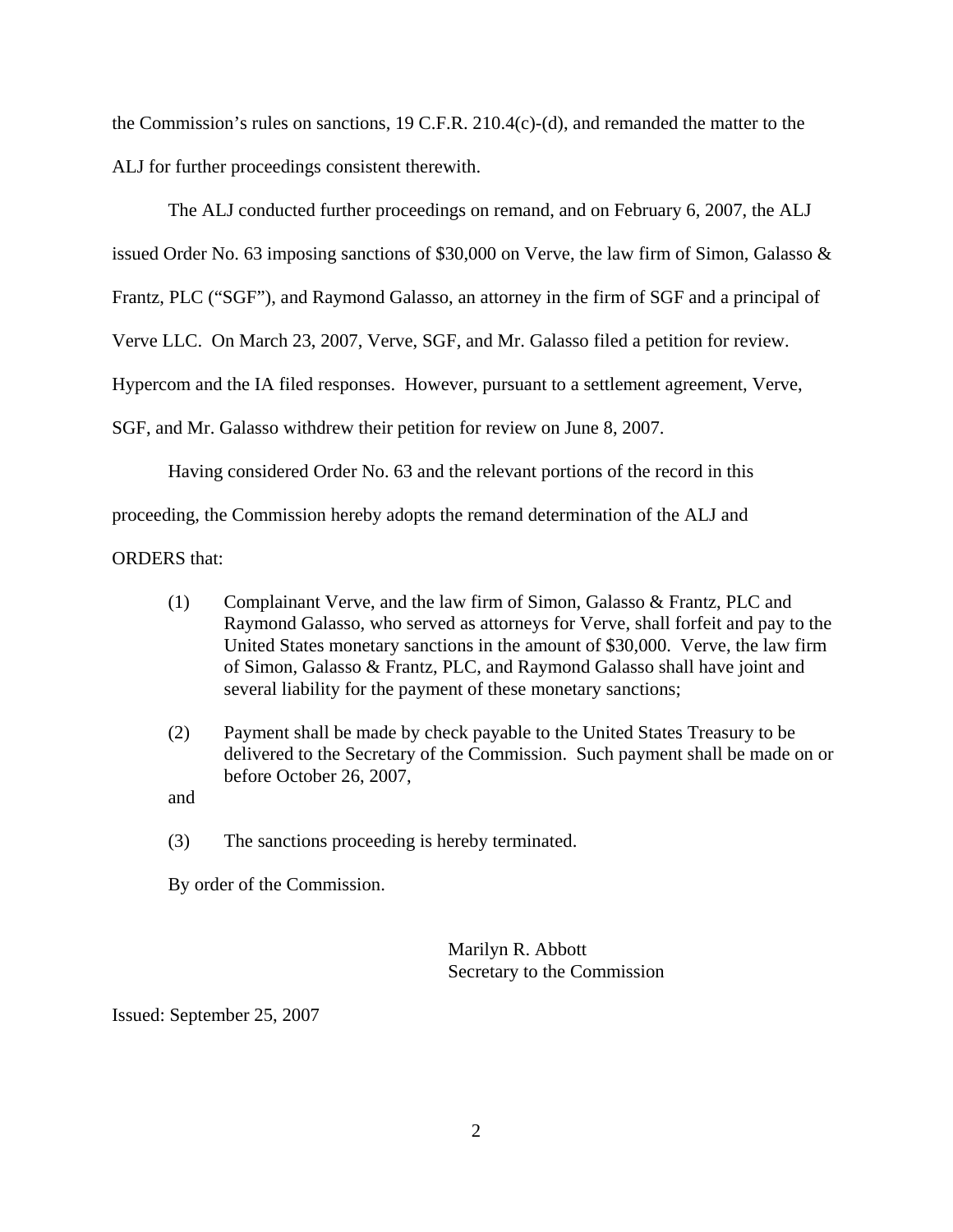the Commission's rules on sanctions, 19 C.F.R. 210.4(c)-(d), and remanded the matter to the ALJ for further proceedings consistent therewith.

The ALJ conducted further proceedings on remand, and on February 6, 2007, the ALJ issued Order No. 63 imposing sanctions of $30,000 on Verve, the law firm of Simon, Galasso & Frantz, PLC ("SGF"), and Raymond Galasso, an attorney in the firm of SGF and a principal of Verve LLC. On March 23, 2007, Verve, SGF, and Mr. Galasso filed a petition for review. Hypercom and the IA filed responses. However, pursuant to a settlement agreement, Verve, SGF, and Mr. Galasso withdrew their petition for review on June 8, 2007.

Having considered Order No. 63 and the relevant portions of the record in this proceeding, the Commission hereby adopts the remand determination of the ALJ and ORDERS that:

(1) Complainant Verve, and the law firm of Simon, Galasso & Frantz, PLC and Raymond Galasso, who served as attorneys for Verve, shall forfeit and pay to the United States monetary sanctions in the amount of $30,000. Verve, the law firm of Simon, Galasso & Frantz, PLC, and Raymond Galasso shall have joint and several liability for the payment of these monetary sanctions;

(2) Payment shall be made by check payable to the United States Treasury to be delivered to the Secretary of the Commission. Such payment shall be made on or before October 26, 2007,

and

(3) The sanctions proceeding is hereby terminated.

By order of the Commission.

Marilyn R. Abbott
Secretary to the Commission

Issued: September 25, 2007